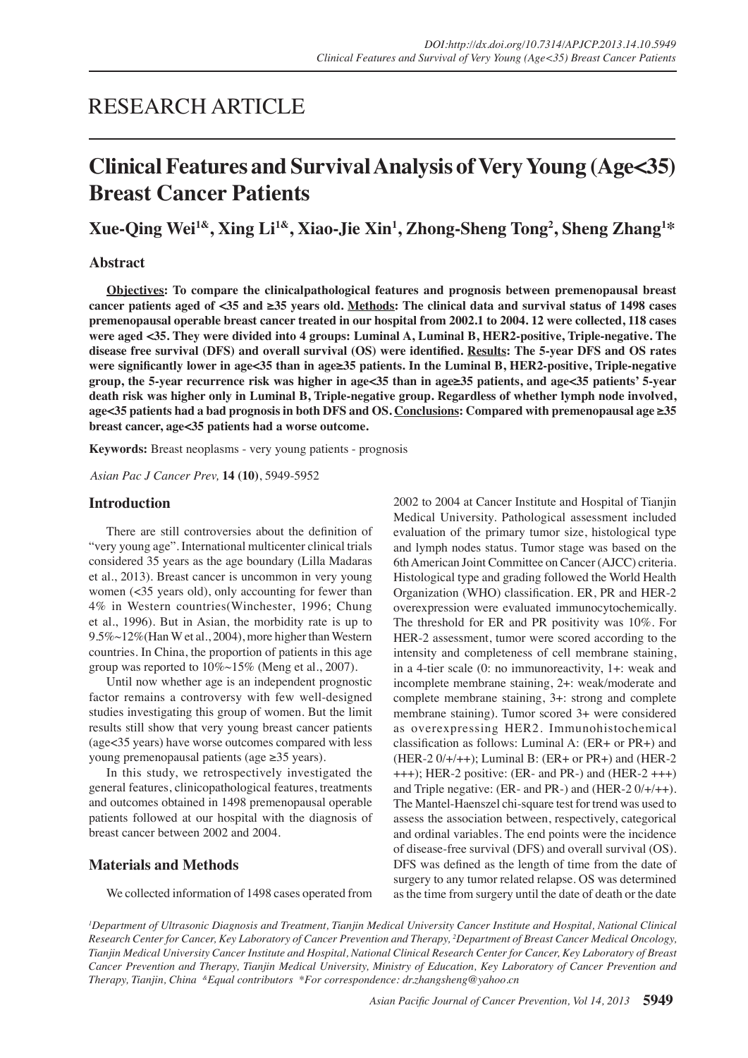# RESEARCH ARTICLE

# Clinical Features and Survival Analysis of Very Young (Age<35) Breast Cancer Patients

**Xue-Qing Wei[1&], Xing Li[1&], Xiao-Jie Xin[1], Zhong-Sheng Tong[2], Sheng Zhang[1]***

## Abstract

**Objectives: To compare the clinicalpathological features and prognosis between premenopausal breast cancer patients aged of <35 and ≥35 years old. Methods: The clinical data and survival status of 1498 cases premenopausal operable breast cancer treated in our hospital from 2002.1 to 2004. 12 were collected, 118 cases were aged <35. They were divided into 4 groups: Luminal A, Luminal B, HER2-positive, Triple-negative. The disease free survival (DFS) and overall survival (OS) were identified. Results: The 5-year DFS and OS rates were significantly lower in age<35 than in age≥35 patients. In the Luminal B, HER2-positive, Triple-negative group, the 5-year recurrence risk was higher in age<35 than in age≥35 patients, and age<35 patients' 5-year death risk was higher only in Luminal B, Triple-negative group. Regardless of whether lymph node involved, age<35 patients had a bad prognosis in both DFS and OS. Conclusions: Compared with premenopausal age ≥35 breast cancer, age<35 patients had a worse outcome.**

**Keywords:** Breast neoplasms - very young patients - prognosis

*Asian Pac J Cancer Prev,* **14 (10)**, 5949-5952

## Introduction

There are still controversies about the definition of "very young age". International multicenter clinical trials considered 35 years as the age boundary (Lilla Madaras et al., 2013). Breast cancer is uncommon in very young women (<35 years old), only accounting for fewer than 4% in Western countries(Winchester, 1996; Chung et al., 1996). But in Asian, the morbidity rate is up to 9.5%~12%(Han W et al., 2004), more higher than Western countries. In China, the proportion of patients in this age group was reported to 10%~15% (Meng et al., 2007).

Until now whether age is an independent prognostic factor remains a controversy with few well-designed studies investigating this group of women. But the limit results still show that very young breast cancer patients (age<35 years) have worse outcomes compared with less young premenopausal patients (age ≥35 years).

In this study, we retrospectively investigated the general features, clinicopathological features, treatments and outcomes obtained in 1498 premenopausal operable patients followed at our hospital with the diagnosis of breast cancer between 2002 and 2004.

## Materials and Methods

We collected information of 1498 cases operated from 2002 to 2004 at Cancer Institute and Hospital of Tianjin Medical University. Pathological assessment included evaluation of the primary tumor size, histological type and lymph nodes status. Tumor stage was based on the 6th American Joint Committee on Cancer (AJCC) criteria. Histological type and grading followed the World Health Organization (WHO) classification. ER, PR and HER-2 overexpression were evaluated immunocytochemically. The threshold for ER and PR positivity was 10%. For HER-2 assessment, tumor were scored according to the intensity and completeness of cell membrane staining, in a 4-tier scale (0: no immunoreactivity, 1+: weak and incomplete membrane staining, 2+: weak/moderate and complete membrane staining, 3+: strong and complete membrane staining). Tumor scored 3+ were considered as overexpressing HER2. Immunohistochemical classification as follows: Luminal A: (ER+ or PR+) and (HER-2 0/+/++); Luminal B: (ER+ or PR+) and (HER-2 +++); HER-2 positive: (ER- and PR-) and (HER-2 +++) and Triple negative: (ER- and PR-) and (HER-2 0/+/++). The Mantel-Haenszel chi-square test for trend was used to assess the association between, respectively, categorical and ordinal variables. The end points were the incidence of disease-free survival (DFS) and overall survival (OS). DFS was defined as the length of time from the date of surgery to any tumor related relapse. OS was determined as the time from surgery until the date of death or the date

*[1]Department of Ultrasonic Diagnosis and Treatment, Tianjin Medical University Cancer Institute and Hospital, National Clinical Research Center for Cancer, Key Laboratory of Cancer Prevention and Therapy, [2]Department of Breast Cancer Medical Oncology, Tianjin Medical University Cancer Institute and Hospital, National Clinical Research Center for Cancer, Key Laboratory of Breast Cancer Prevention and Therapy, Tianjin Medical University, Ministry of Education, Key Laboratory of Cancer Prevention and Therapy, Tianjin, China [&]Equal contributors *For correspondence: dr.zhangsheng@yahoo.cn*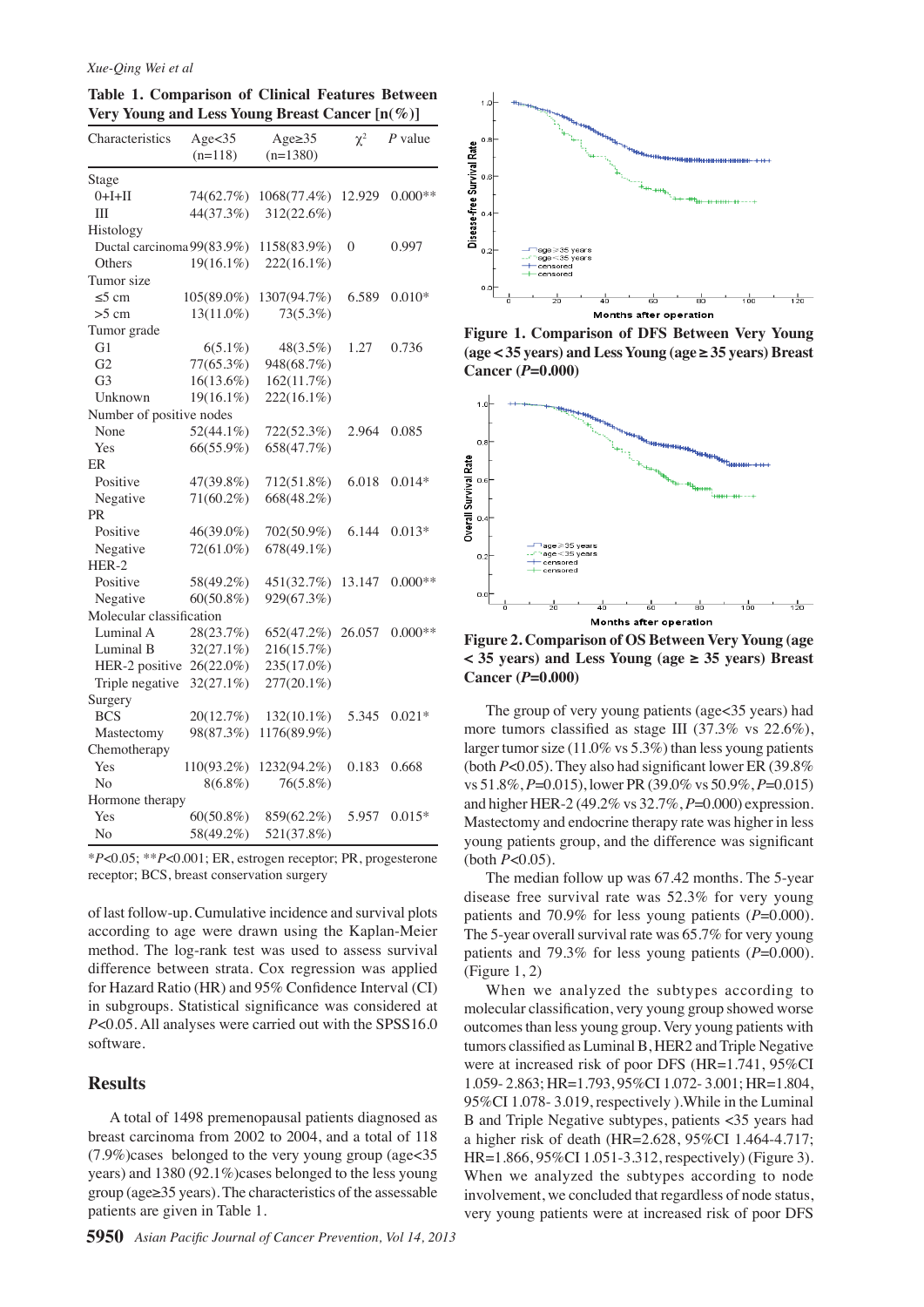**Table 1. Comparison of Clinical Features Between Very Young and Less Young Breast Cancer [n(%)]**

| Characteristics | Age<35 (n=118) | Age≥35 (n=1380) | $\chi^2$ | *P* value |
|---|---|---|---|---|
| Stage | | | | |
| 0+I+II | 74(62.7%) | 1068(77.4%) | 12.929 | 0.000** |
| III | 44(37.3%) | 312(22.6%) | | |
| Histology | | | | |
| Ductal carcinoma | 99(83.9%) | 1158(83.9%) | 0 | 0.997 |
| Others | 19(16.1%) | 222(16.1%) | | |
| Tumor size | | | | |
| ≤5 cm | 105(89.0%) | 1307(94.7%) | 6.589 | 0.010* |
| >5 cm | 13(11.0%) | 73(5.3%) | | |
| Tumor grade | | | | |
| G1 | 6(5.1%) | 48(3.5%) | 1.27 | 0.736 |
| G2 | 77(65.3%) | 948(68.7%) | | |
| G3 | 16(13.6%) | 162(11.7%) | | |
| Unknown | 19(16.1%) | 222(16.1%) | | |
| Number of positive nodes | | | | |
| None | 52(44.1%) | 722(52.3%) | 2.964 | 0.085 |
| Yes | 66(55.9%) | 658(47.7%) | | |
| ER | | | | |
| Positive | 47(39.8%) | 712(51.8%) | 6.018 | 0.014* |
| Negative | 71(60.2%) | 668(48.2%) | | |
| PR | | | | |
| Positive | 46(39.0%) | 702(50.9%) | 6.144 | 0.013* |
| Negative | 72(61.0%) | 678(49.1%) | | |
| HER-2 | | | | |
| Positive | 58(49.2%) | 451(32.7%) | 13.147 | 0.000** |
| Negative | 60(50.8%) | 929(67.3%) | | |
| Molecular classification | | | | |
| Luminal A | 28(23.7%) | 652(47.2%) | 26.057 | 0.000** |
| Luminal B | 32(27.1%) | 216(15.7%) | | |
| HER-2 positive | 26(22.0%) | 235(17.0%) | | |
| Triple negative | 32(27.1%) | 277(20.1%) | | |
| Surgery | | | | |
| BCS | 20(12.7%) | 132(10.1%) | 5.345 | 0.021* |
| Mastectomy | 98(87.3%) | 1176(89.9%) | | |
| Chemotherapy | | | | |
| Yes | 110(93.2%) | 1232(94.2%) | 0.183 | 0.668 |
| No | 8(6.8%) | 76(5.8%) | | |
| Hormone therapy | | | | |
| Yes | 60(50.8%) | 859(62.2%) | 5.957 | 0.015* |
| No | 58(49.2%) | 521(37.8%) | | |

*$P<0.05$; **$P<0.001$; ER, estrogen receptor; PR, progesterone receptor; BCS, breast conservation surgery

of last follow-up. Cumulative incidence and survival plots according to age were drawn using the Kaplan-Meier method. The log-rank test was used to assess survival difference between strata. Cox regression was applied for Hazard Ratio (HR) and 95% Confidence Interval (CI) in subgroups. Statistical significance was considered at $P<0.05$. All analyses were carried out with the SPSS16.0 software.

## Results

A total of 1498 premenopausal patients diagnosed as breast carcinoma from 2002 to 2004, and a total of 118 (7.9%)cases belonged to the very young group (age<35 years) and 1380 (92.1%)cases belonged to the less young group (age≥35 years). The characteristics of the assessable patients are given in Table 1.

**Figure 1. Comparison of DFS Between Very Young (age < 35 years) and Less Young (age ≥ 35 years) Breast Cancer (*P*=0.000)**

**Figure 2. Comparison of OS Between Very Young (age < 35 years) and Less Young (age ≥ 35 years) Breast Cancer (*P*=0.000)**

The group of very young patients (age<35 years) had more tumors classified as stage III (37.3% vs 22.6%), larger tumor size (11.0% vs 5.3%) than less young patients (both $P<0.05$). They also had significant lower ER (39.8% vs 51.8%, $P=0.015$), lower PR (39.0% vs 50.9%, $P=0.015$) and higher HER-2 (49.2% vs 32.7%, $P=0.000$) expression. Mastectomy and endocrine therapy rate was higher in less young patients group, and the difference was significant (both $P<0.05$).

The median follow up was 67.42 months. The 5-year disease free survival rate was 52.3% for very young patients and 70.9% for less young patients ($P=0.000$). The 5-year overall survival rate was 65.7% for very young patients and 79.3% for less young patients ($P=0.000$). (Figure 1, 2)

When we analyzed the subtypes according to molecular classification, very young group showed worse outcomes than less young group. Very young patients with tumors classified as Luminal B, HER2 and Triple Negative were at increased risk of poor DFS (HR=1.741, 95%CI 1.059- 2.863; HR=1.793, 95%CI 1.072- 3.001; HR=1.804, 95%CI 1.078- 3.019, respectively ).While in the Luminal B and Triple Negative subtypes, patients <35 years had a higher risk of death (HR=2.628, 95%CI 1.464-4.717; HR=1.866, 95%CI 1.051-3.312, respectively) (Figure 3). When we analyzed the subtypes according to node involvement, we concluded that regardless of node status, very young patients were at increased risk of poor DFS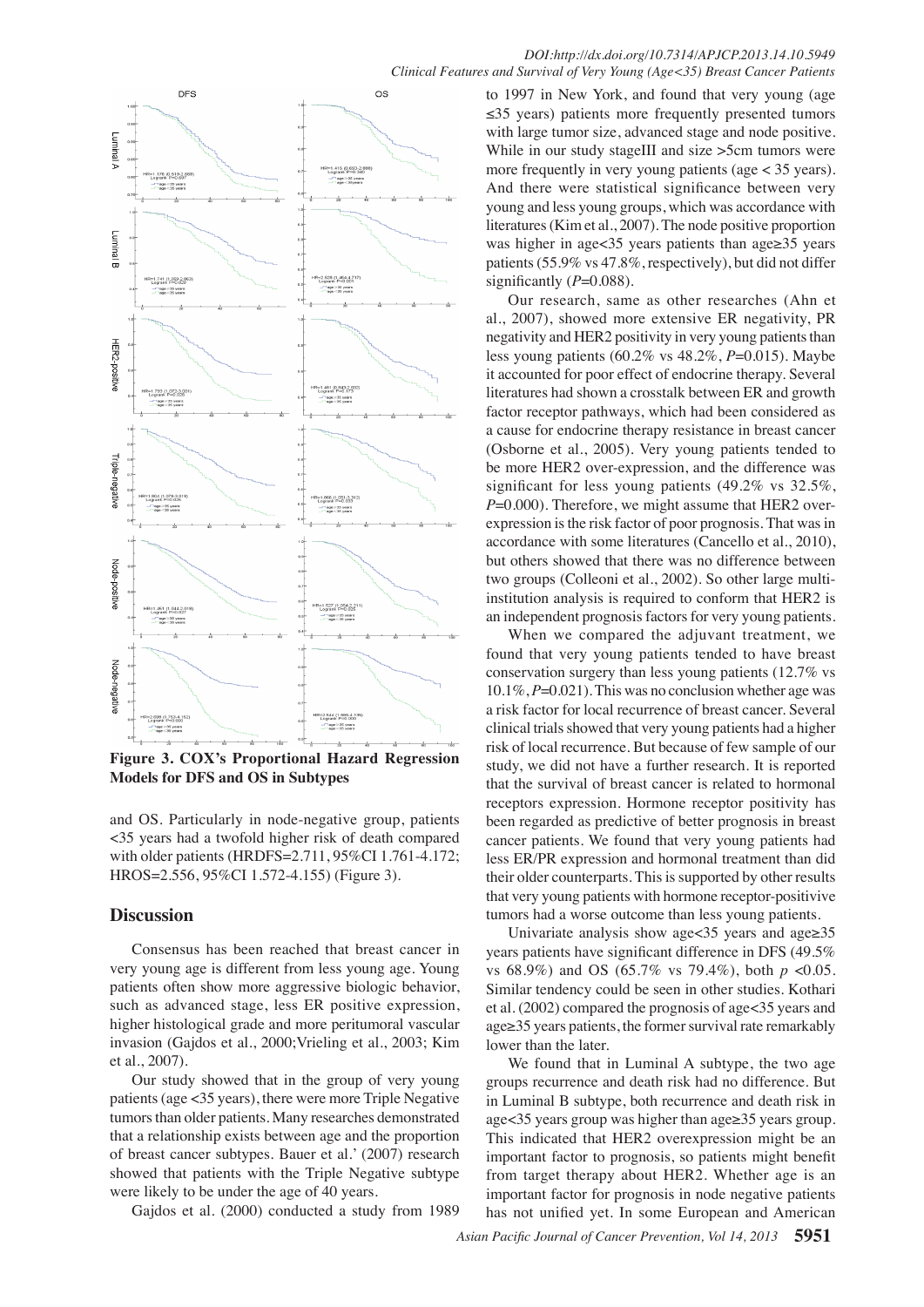**Figure 3. COX's Proportional Hazard Regression Models for DFS and OS in Subtypes**

and OS. Particularly in node-negative group, patients <35 years had a twofold higher risk of death compared with older patients (HRDFS=2.711, 95%CI 1.761-4.172; HROS=2.556, 95%CI 1.572-4.155) (Figure 3).

## Discussion

Consensus has been reached that breast cancer in very young age is different from less young age. Young patients often show more aggressive biologic behavior, such as advanced stage, less ER positive expression, higher histological grade and more peritumoral vascular invasion (Gajdos et al., 2000;Vrieling et al., 2003; Kim et al., 2007).

Our study showed that in the group of very young patients (age <35 years), there were more Triple Negative tumors than older patients. Many researches demonstrated that a relationship exists between age and the proportion of breast cancer subtypes. Bauer et al.' (2007) research showed that patients with the Triple Negative subtype were likely to be under the age of 40 years.

Gajdos et al. (2000) conducted a study from 1989 to 1997 in New York, and found that very young (age ≤35 years) patients more frequently presented tumors with large tumor size, advanced stage and node positive. While in our study stageIII and size >5cm tumors were more frequently in very young patients (age < 35 years). And there were statistical significance between very young and less young groups, which was accordance with literatures (Kim et al., 2007). The node positive proportion was higher in age<35 years patients than age≥35 years patients (55.9% vs 47.8%, respectively), but did not differ significantly (*P*=0.088).

Our research, same as other researches (Ahn et al., 2007), showed more extensive ER negativity, PR negativity and HER2 positivity in very young patients than less young patients (60.2% vs 48.2%, *P*=0.015). Maybe it accounted for poor effect of endocrine therapy. Several literatures had shown a crosstalk between ER and growth factor receptor pathways, which had been considered as a cause for endocrine therapy resistance in breast cancer (Osborne et al., 2005). Very young patients tended to be more HER2 over-expression, and the difference was significant for less young patients (49.2% vs 32.5%, *P*=0.000). Therefore, we might assume that HER2 over-expression is the risk factor of poor prognosis. That was in accordance with some literatures (Cancello et al., 2010), but others showed that there was no difference between two groups (Colleoni et al., 2002). So other large multi-institution analysis is required to conform that HER2 is an independent prognosis factors for very young patients.

When we compared the adjuvant treatment, we found that very young patients tended to have breast conservation surgery than less young patients (12.7% vs 10.1%, *P*=0.021). This was no conclusion whether age was a risk factor for local recurrence of breast cancer. Several clinical trials showed that very young patients had a higher risk of local recurrence. But because of few sample of our study, we did not have a further research. It is reported that the survival of breast cancer is related to hormonal receptors expression. Hormone receptor positivity has been regarded as predictive of better prognosis in breast cancer patients. We found that very young patients had less ER/PR expression and hormonal treatment than did their older counterparts. This is supported by other results that very young patients with hormone receptor-positivive tumors had a worse outcome than less young patients.

Univariate analysis show age<35 years and age≥35 years patients have significant difference in DFS (49.5% vs 68.9%) and OS (65.7% vs 79.4%), both $p$ <0.05. Similar tendency could be seen in other studies. Kothari et al. (2002) compared the prognosis of age<35 years and age≥35 years patients, the former survival rate remarkably lower than the later.

We found that in Luminal A subtype, the two age groups recurrence and death risk had no difference. But in Luminal B subtype, both recurrence and death risk in age<35 years group was higher than age≥35 years group. This indicated that HER2 overexpression might be an important factor to prognosis, so patients might benefit from target therapy about HER2. Whether age is an important factor for prognosis in node negative patients has not unified yet. In some European and American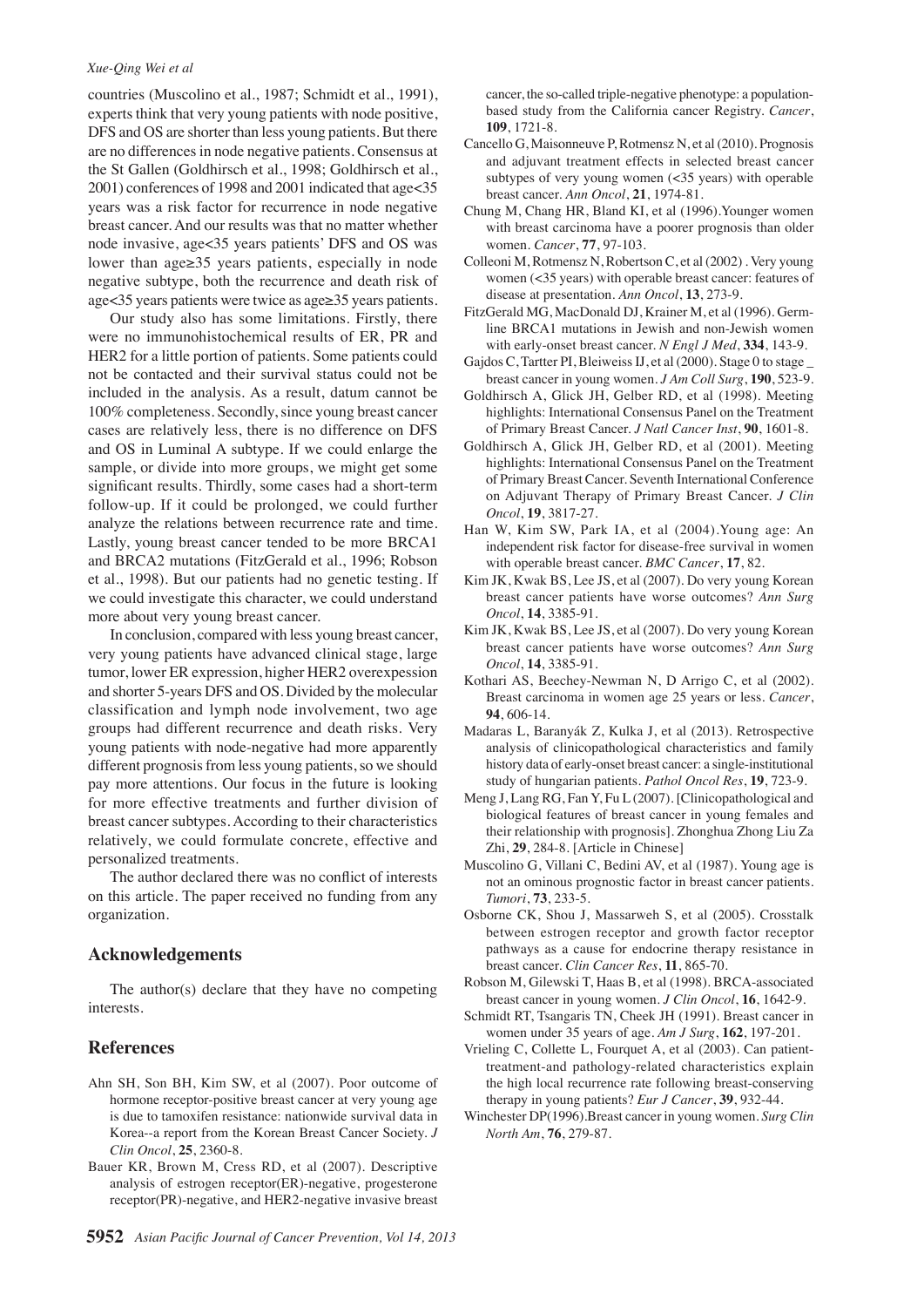countries (Muscolino et al., 1987; Schmidt et al., 1991), experts think that very young patients with node positive, DFS and OS are shorter than less young patients. But there are no differences in node negative patients. Consensus at the St Gallen (Goldhirsch et al., 1998; Goldhirsch et al., 2001) conferences of 1998 and 2001 indicated that age<35 years was a risk factor for recurrence in node negative breast cancer. And our results was that no matter whether node invasive, age<35 years patients' DFS and OS was lower than age≥35 years patients, especially in node negative subtype, both the recurrence and death risk of age<35 years patients were twice as age≥35 years patients.

Our study also has some limitations. Firstly, there were no immunohistochemical results of ER, PR and HER2 for a little portion of patients. Some patients could not be contacted and their survival status could not be included in the analysis. As a result, datum cannot be 100% completeness. Secondly, since young breast cancer cases are relatively less, there is no difference on DFS and OS in Luminal A subtype. If we could enlarge the sample, or divide into more groups, we might get some significant results. Thirdly, some cases had a short-term follow-up. If it could be prolonged, we could further analyze the relations between recurrence rate and time. Lastly, young breast cancer tended to be more BRCA1 and BRCA2 mutations (FitzGerald et al., 1996; Robson et al., 1998). But our patients had no genetic testing. If we could investigate this character, we could understand more about very young breast cancer.

In conclusion, compared with less young breast cancer, very young patients have advanced clinical stage, large tumor, lower ER expression, higher HER2 overexpession and shorter 5-years DFS and OS. Divided by the molecular classification and lymph node involvement, two age groups had different recurrence and death risks. Very young patients with node-negative had more apparently different prognosis from less young patients, so we should pay more attentions. Our focus in the future is looking for more effective treatments and further division of breast cancer subtypes. According to their characteristics relatively, we could formulate concrete, effective and personalized treatments.

The author declared there was no conflict of interests on this article. The paper received no funding from any organization.

## Acknowledgements

The author(s) declare that they have no competing interests.

## References

Ahn SH, Son BH, Kim SW, et al (2007). Poor outcome of hormone receptor-positive breast cancer at very young age is due to tamoxifen resistance: nationwide survival data in Korea--a report from the Korean Breast Cancer Society. *J Clin Oncol*, **25**, 2360-8.

Bauer KR, Brown M, Cress RD, et al (2007). Descriptive analysis of estrogen receptor(ER)-negative, progesterone receptor(PR)-negative, and HER2-negative invasive breast cancer, the so-called triple-negative phenotype: a population-based study from the California cancer Registry. *Cancer*, **109**, 1721-8.

Cancello G, Maisonneuve P, Rotmensz N, et al (2010). Prognosis and adjuvant treatment effects in selected breast cancer subtypes of very young women (<35 years) with operable breast cancer. *Ann Oncol*, **21**, 1974-81.

Chung M, Chang HR, Bland KI, et al (1996).Younger women with breast carcinoma have a poorer prognosis than older women. *Cancer*, **77**, 97-103.

Colleoni M, Rotmensz N, Robertson C, et al (2002) . Very young women (<35 years) with operable breast cancer: features of disease at presentation. *Ann Oncol*, **13**, 273-9.

FitzGerald MG, MacDonald DJ, Krainer M, et al (1996). Germ-line BRCA1 mutations in Jewish and non-Jewish women with early-onset breast cancer. *N Engl J Med*, **334**, 143-9.

Gajdos C, Tartter PI, Bleiweiss IJ, et al (2000). Stage 0 to stage _ breast cancer in young women. *J Am Coll Surg*, **190**, 523-9.

Goldhirsch A, Glick JH, Gelber RD, et al (1998). Meeting highlights: International Consensus Panel on the Treatment of Primary Breast Cancer. *J Natl Cancer Inst*, **90**, 1601-8.

Goldhirsch A, Glick JH, Gelber RD, et al (2001). Meeting highlights: International Consensus Panel on the Treatment of Primary Breast Cancer. Seventh International Conference on Adjuvant Therapy of Primary Breast Cancer. *J Clin Oncol*, **19**, 3817-27.

Han W, Kim SW, Park IA, et al (2004).Young age: An independent risk factor for disease-free survival in women with operable breast cancer. *BMC Cancer*, **17**, 82.

Kim JK, Kwak BS, Lee JS, et al (2007). Do very young Korean breast cancer patients have worse outcomes? *Ann Surg Oncol*, **14**, 3385-91.

Kim JK, Kwak BS, Lee JS, et al (2007). Do very young Korean breast cancer patients have worse outcomes? *Ann Surg Oncol*, **14**, 3385-91.

Kothari AS, Beechey-Newman N, D Arrigo C, et al (2002). Breast carcinoma in women age 25 years or less. *Cancer*, **94**, 606-14.

Madaras L, Baranyák Z, Kulka J, et al (2013). Retrospective analysis of clinicopathological characteristics and family history data of early-onset breast cancer: a single-institutional study of hungarian patients. *Pathol Oncol Res*, **19**, 723-9.

Meng J, Lang RG, Fan Y, Fu L (2007). [Clinicopathological and biological features of breast cancer in young females and their relationship with prognosis]. Zhonghua Zhong Liu Za Zhi, **29**, 284-8. [Article in Chinese]

Muscolino G, Villani C, Bedini AV, et al (1987). Young age is not an ominous prognostic factor in breast cancer patients. *Tumori*, **73**, 233-5.

Osborne CK, Shou J, Massarweh S, et al (2005). Crosstalk between estrogen receptor and growth factor receptor pathways as a cause for endocrine therapy resistance in breast cancer. *Clin Cancer Res*, **11**, 865-70.

Robson M, Gilewski T, Haas B, et al (1998). BRCA-associated breast cancer in young women. *J Clin Oncol*, **16**, 1642-9.

Schmidt RT, Tsangaris TN, Cheek JH (1991). Breast cancer in women under 35 years of age. *Am J Surg*, **162**, 197-201.

Vrieling C, Collette L, Fourquet A, et al (2003). Can patient-treatment-and pathology-related characteristics explain the high local recurrence rate following breast-conserving therapy in young patients? *Eur J Cancer*, **39**, 932-44.

Winchester DP(1996).Breast cancer in young women. *Surg Clin North Am*, **76**, 279-87.